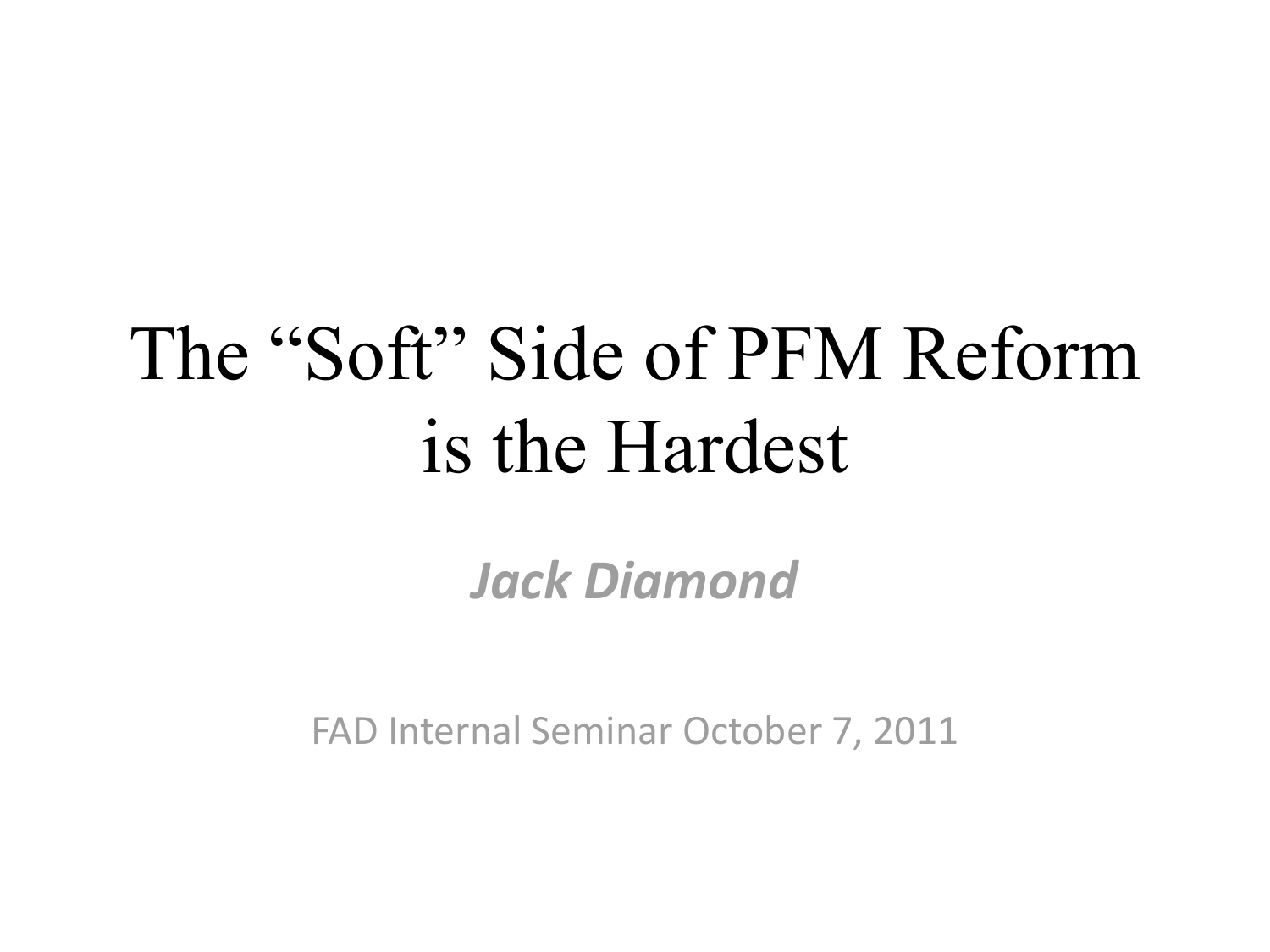# The "Soft" Side of PFM Reform is the Hardest

***Jack Diamond***

FAD Internal Seminar October 7, 2011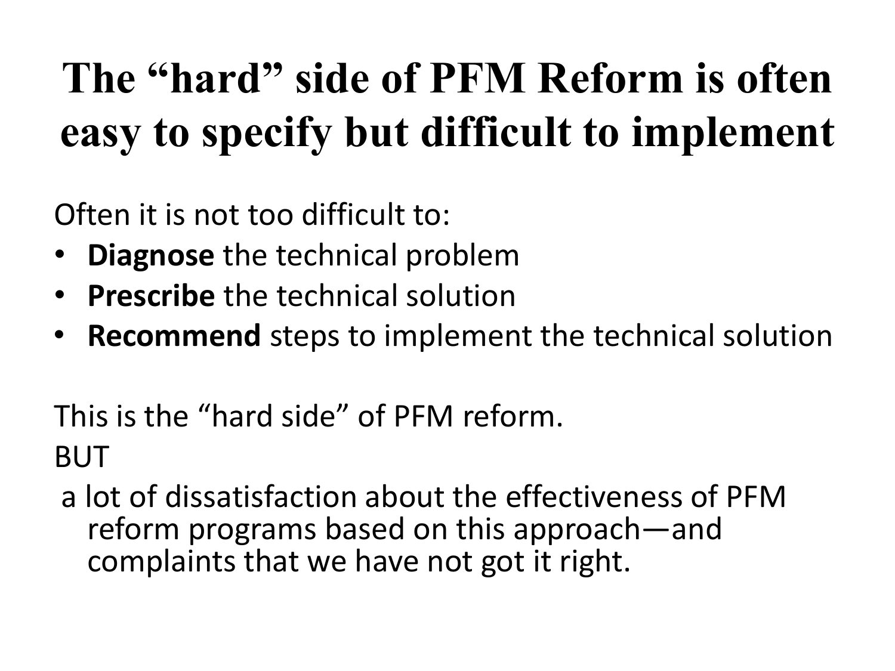# The "hard" side of PFM Reform is often easy to specify but difficult to implement

Often it is not too difficult to:

- **Diagnose** the technical problem
- **Prescribe** the technical solution
- **Recommend** steps to implement the technical solution

This is the "hard side" of PFM reform.

BUT

a lot of dissatisfaction about the effectiveness of PFM reform programs based on this approach—and complaints that we have not got it right.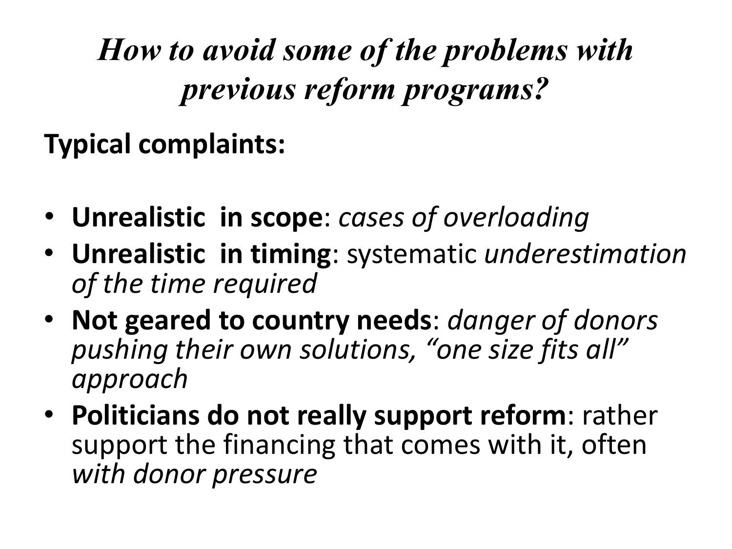# *How to avoid some of the problems with previous reform programs?*

**Typical complaints:**

- **Unrealistic in scope**: *cases of overloading*
- **Unrealistic in timing**: systematic *underestimation of the time required*
- **Not geared to country needs**: *danger of donors pushing their own solutions, "one size fits all" approach*
- **Politicians do not really support reform**: rather support the financing that comes with it, often *with donor pressure*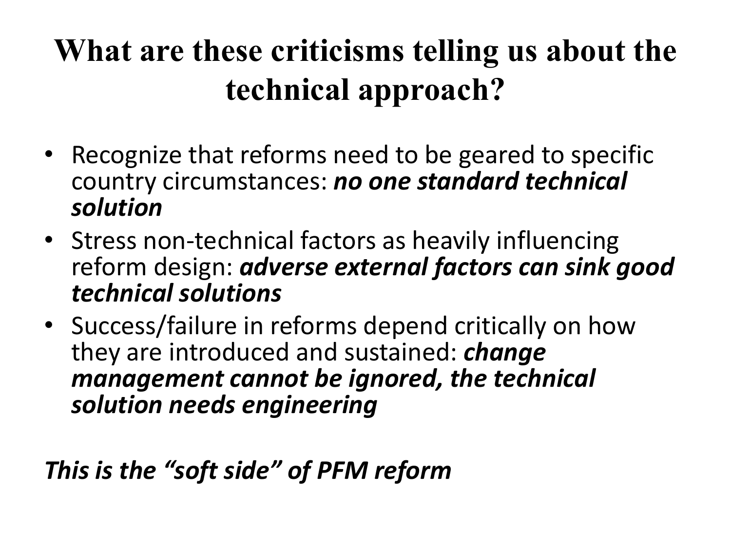# What are these criticisms telling us about the technical approach?

- Recognize that reforms need to be geared to specific country circumstances: ***no one standard technical solution***
- Stress non-technical factors as heavily influencing reform design: ***adverse external factors can sink good technical solutions***
- Success/failure in reforms depend critically on how they are introduced and sustained: ***change management cannot be ignored, the technical solution needs engineering***

***This is the "soft side" of PFM reform***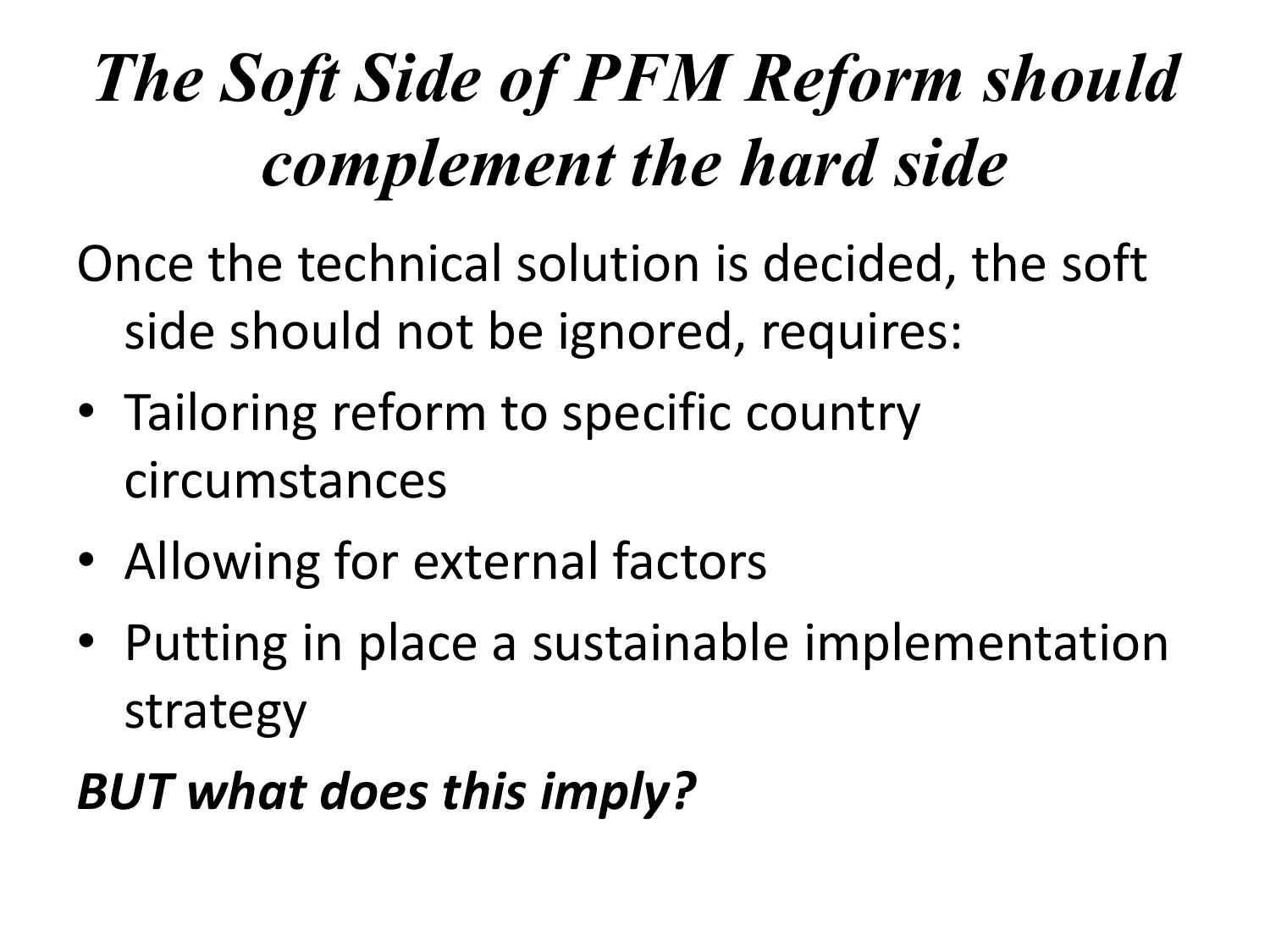# *The Soft Side of PFM Reform should complement the hard side*

Once the technical solution is decided, the soft side should not be ignored, requires:

- Tailoring reform to specific country circumstances
- Allowing for external factors
- Putting in place a sustainable implementation strategy

***BUT what does this imply?***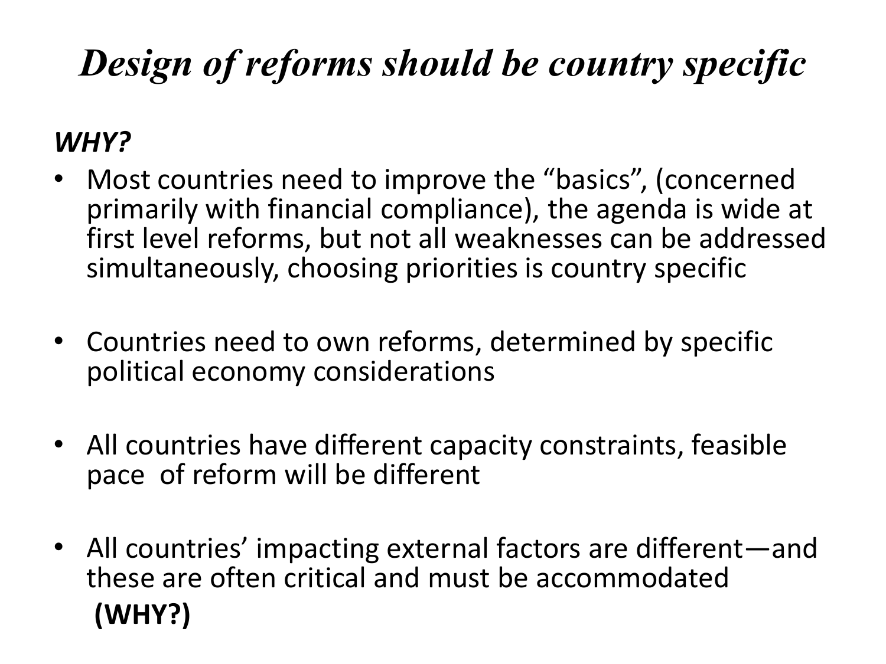# *Design of reforms should be country specific*

***WHY?***

- Most countries need to improve the "basics", (concerned primarily with financial compliance), the agenda is wide at first level reforms, but not all weaknesses can be addressed simultaneously, choosing priorities is country specific
- Countries need to own reforms, determined by specific political economy considerations
- All countries have different capacity constraints, feasible pace of reform will be different
- All countries' impacting external factors are different—and these are often critical and must be accommodated **(WHY?)**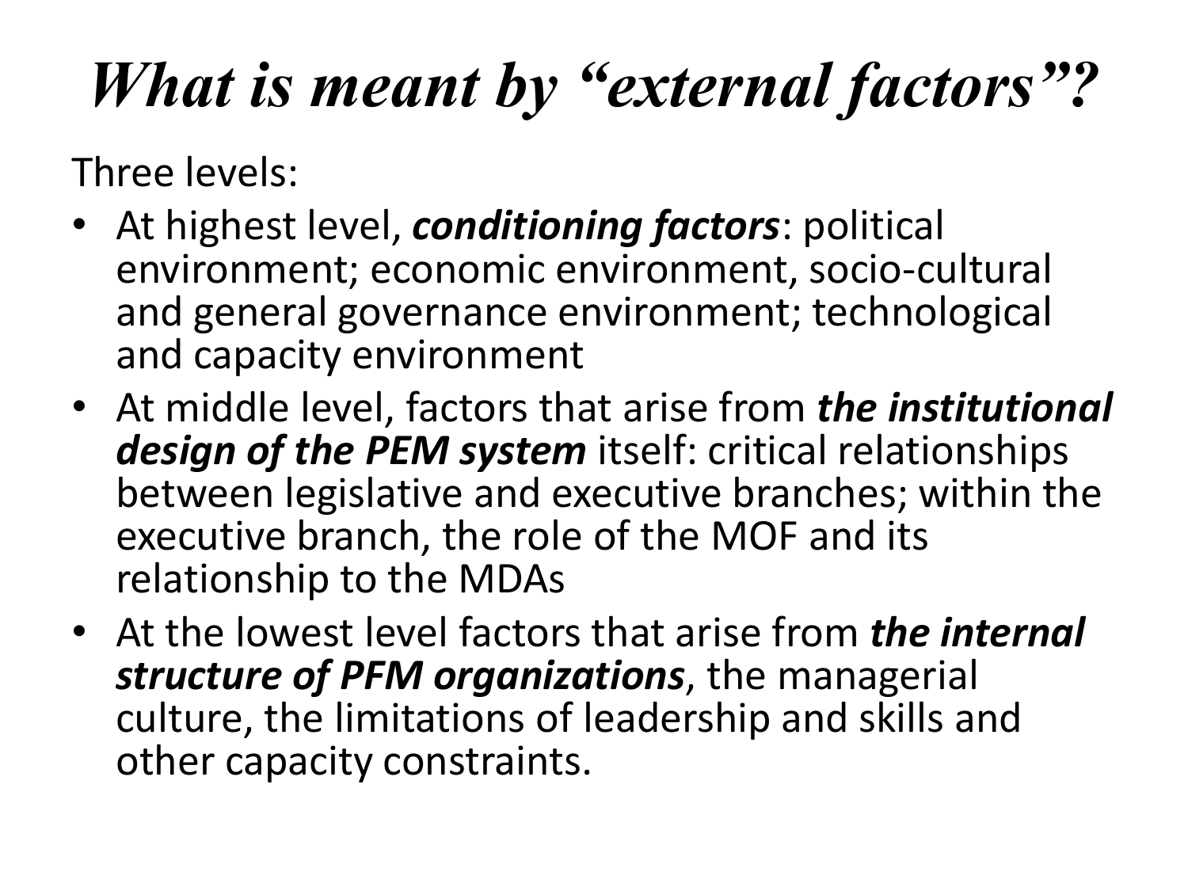# *What is meant by "external factors"?*

Three levels:

- At highest level, ***conditioning factors***: political environment; economic environment, socio-cultural and general governance environment; technological and capacity environment
- At middle level, factors that arise from ***the institutional design of the PEM system*** itself: critical relationships between legislative and executive branches; within the executive branch, the role of the MOF and its relationship to the MDAs
- At the lowest level factors that arise from ***the internal structure of PFM organizations***, the managerial culture, the limitations of leadership and skills and other capacity constraints.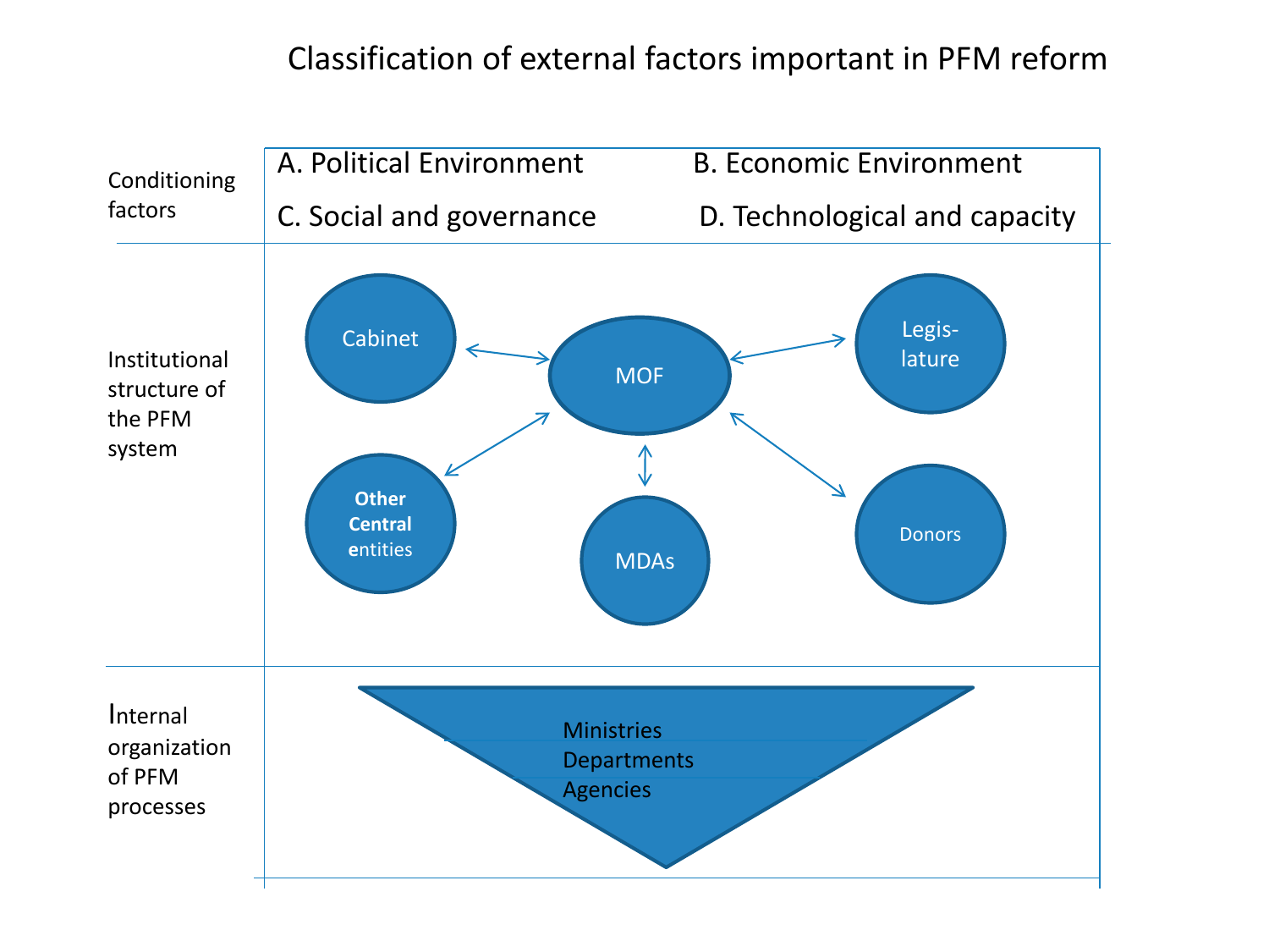# Classification of external factors important in PFM reform

| | | |
|---|---|---|
| Conditioning factors | A. Political Environment | B. Economic Environment |
| | C. Social and governance | D. Technological and capacity |

**Institutional structure of the PFM system**

- Cabinet ↔ MOF
- MOF ↔ Legislature
- Other Central entities ↔ MOF
- MDAs ↔ MOF
- Donors ↔ MOF

**Internal organization of PFM processes**

- Ministries
- Departments
- Agencies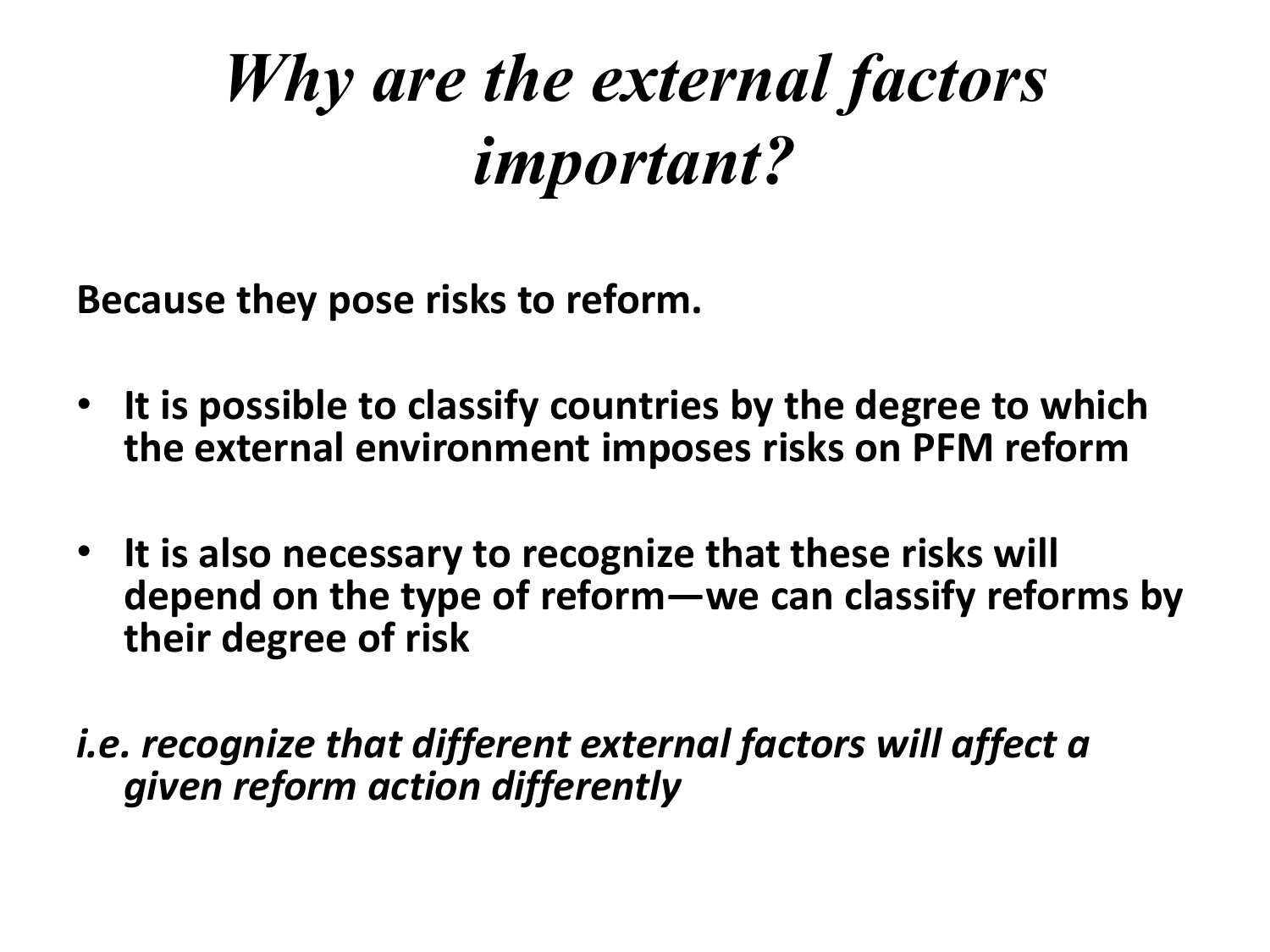# *Why are the external factors important?*

**Because they pose risks to reform.**

- **It is possible to classify countries by the degree to which the external environment imposes risks on PFM reform**

- **It is also necessary to recognize that these risks will depend on the type of reform—we can classify reforms by their degree of risk**

***i.e. recognize that different external factors will affect a given reform action differently***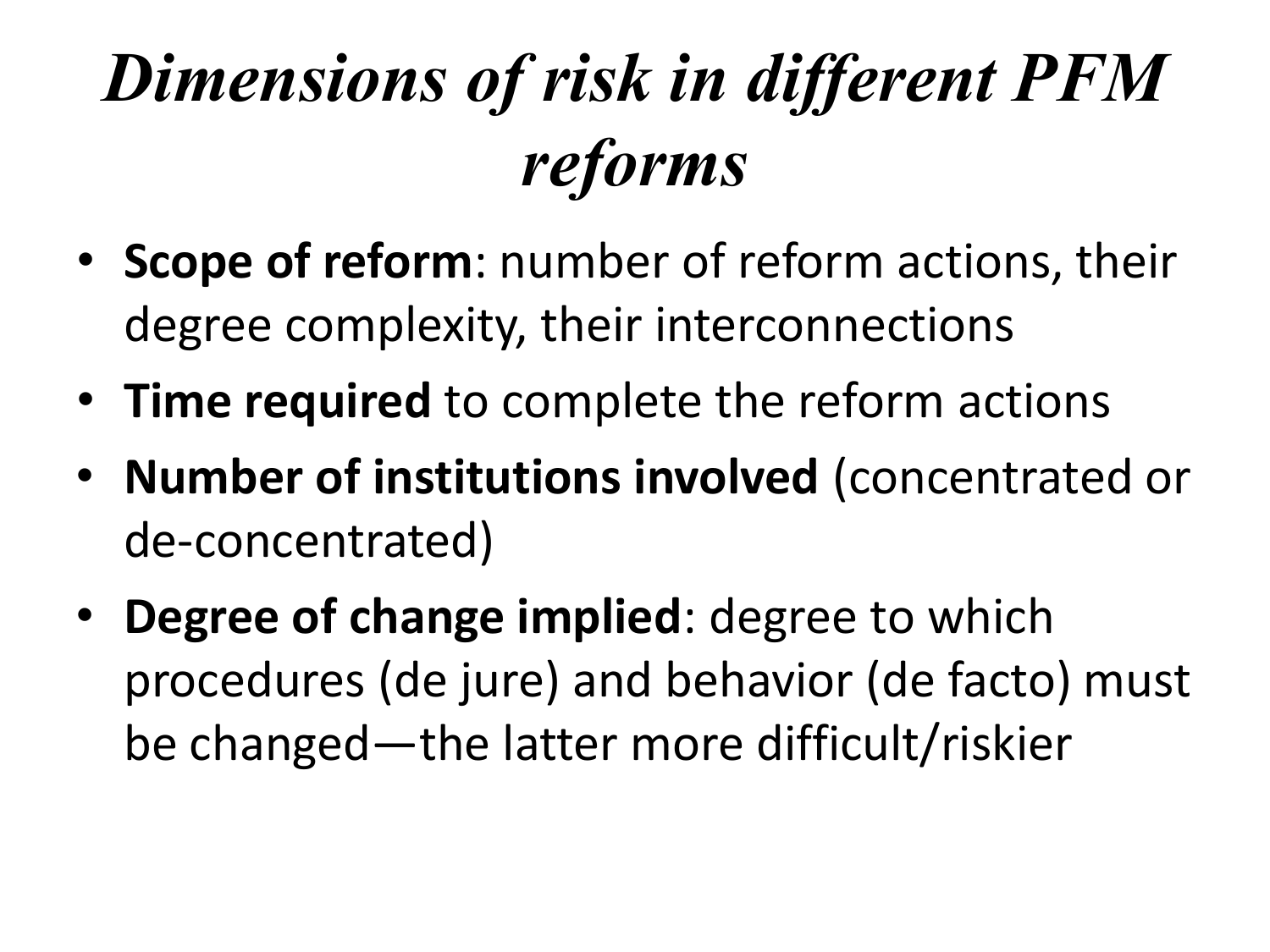# *Dimensions of risk in different PFM reforms*

- **Scope of reform**: number of reform actions, their degree complexity, their interconnections
- **Time required** to complete the reform actions
- **Number of institutions involved** (concentrated or de-concentrated)
- **Degree of change implied**: degree to which procedures (de jure) and behavior (de facto) must be changed—the latter more difficult/riskier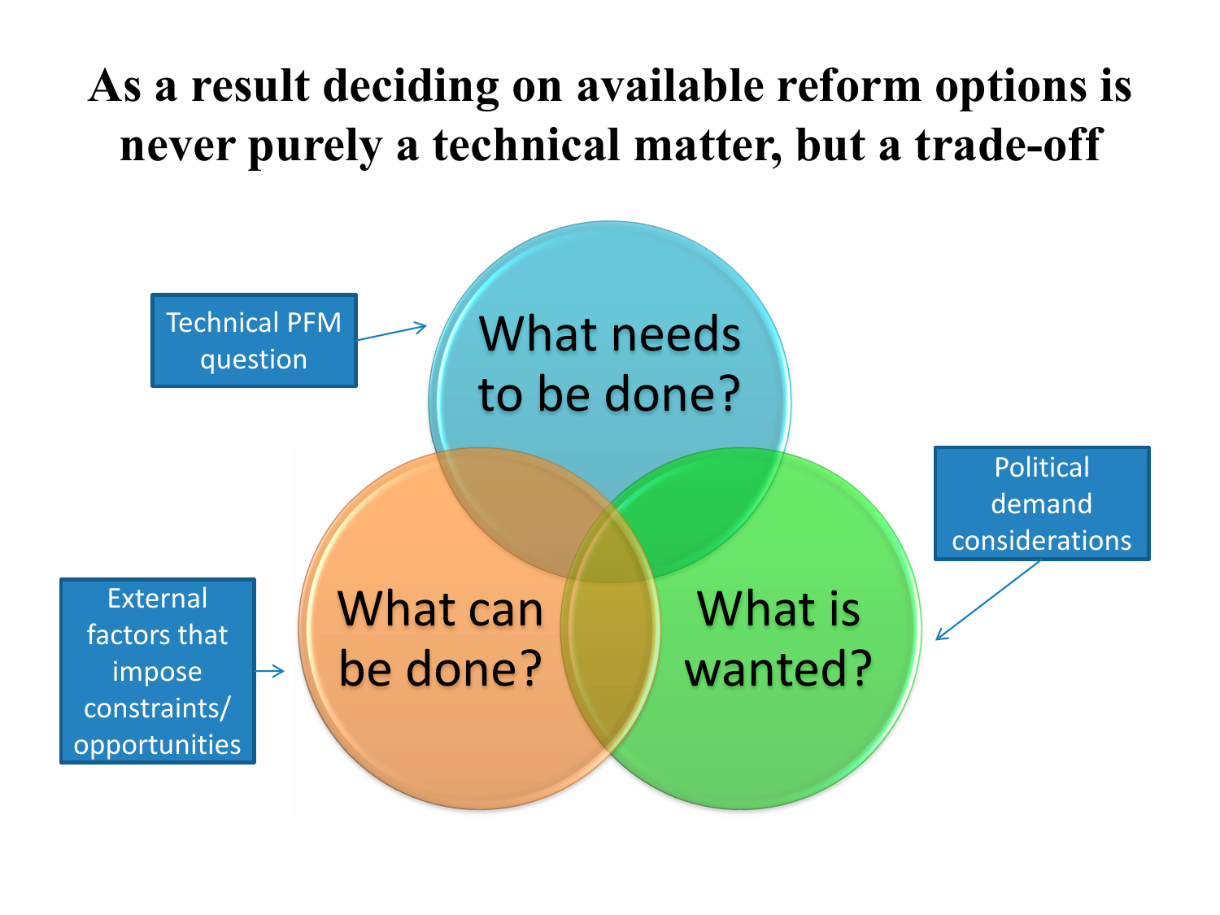# As a result deciding on available reform options is never purely a technical matter, but a trade-off

Technical PFM question

What needs to be done?

External factors that impose constraints/ opportunities

What can be done?

Political demand considerations

What is wanted?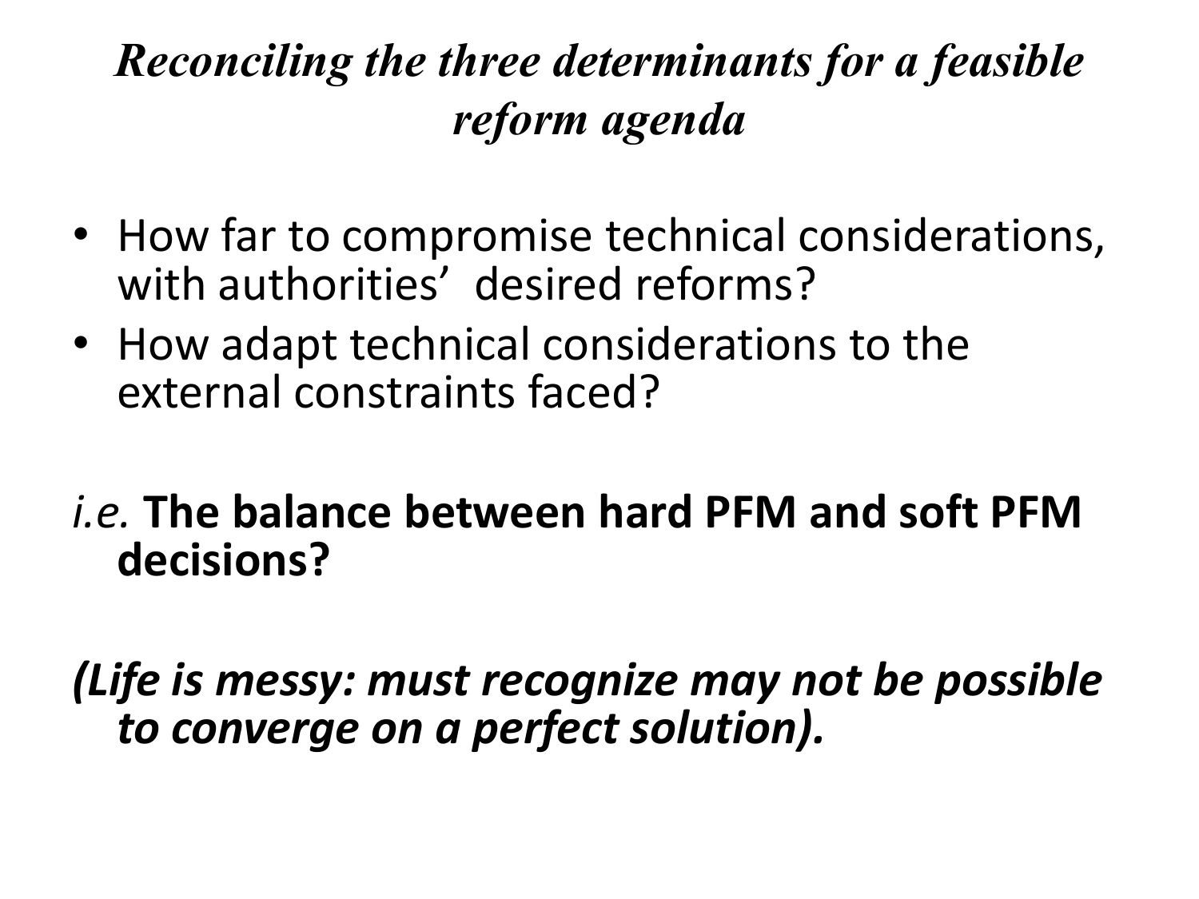# *Reconciling the three determinants for a feasible reform agenda*

- How far to compromise technical considerations, with authorities' desired reforms?
- How adapt technical considerations to the external constraints faced?

*i.e.* **The balance between hard PFM and soft PFM decisions?**

***(Life is messy: must recognize may not be possible to converge on a perfect solution).***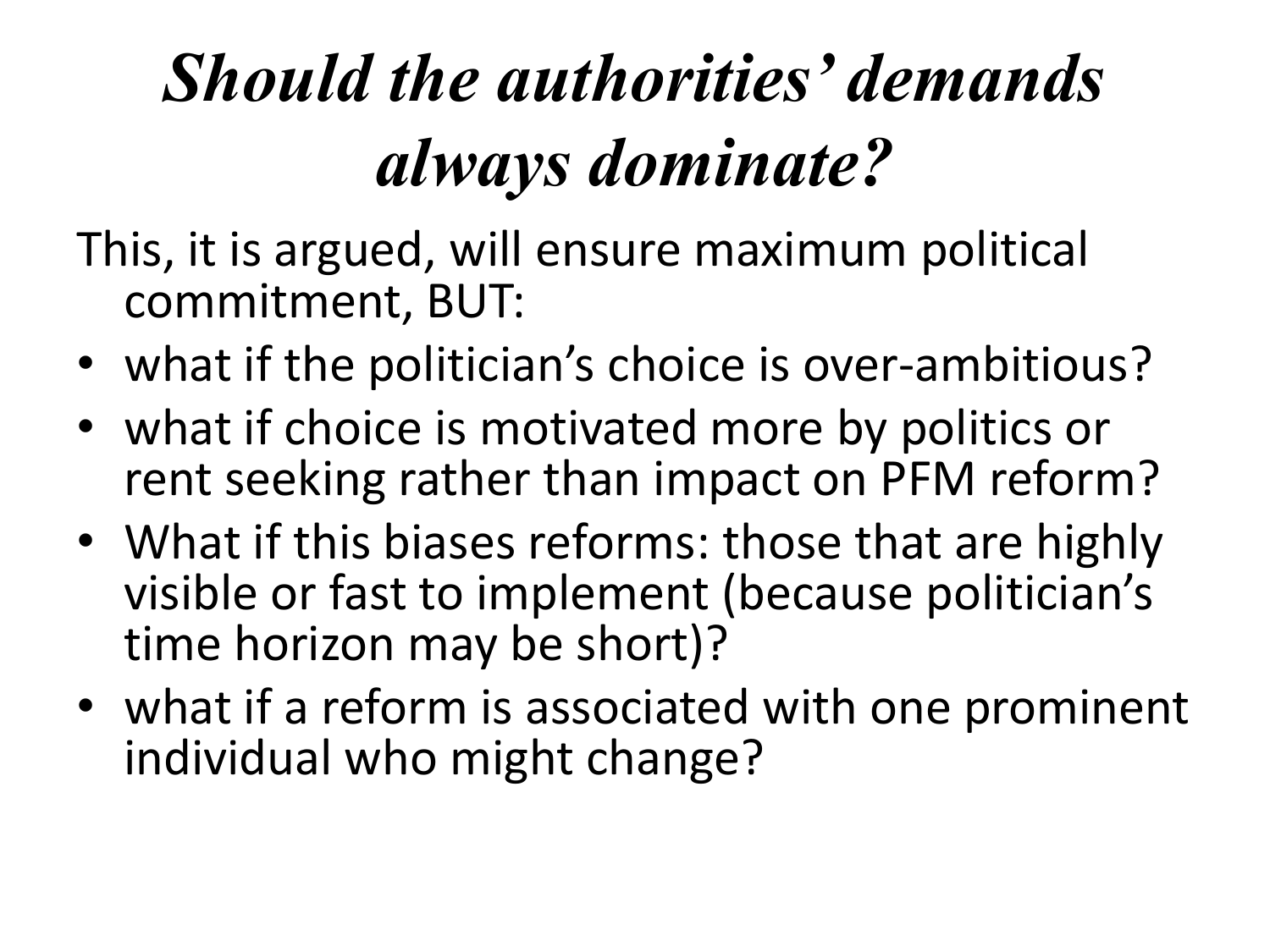# *Should the authorities' demands always dominate?*

This, it is argued, will ensure maximum political commitment, BUT:

- what if the politician's choice is over-ambitious?
- what if choice is motivated more by politics or rent seeking rather than impact on PFM reform?
- What if this biases reforms: those that are highly visible or fast to implement (because politician's time horizon may be short)?
- what if a reform is associated with one prominent individual who might change?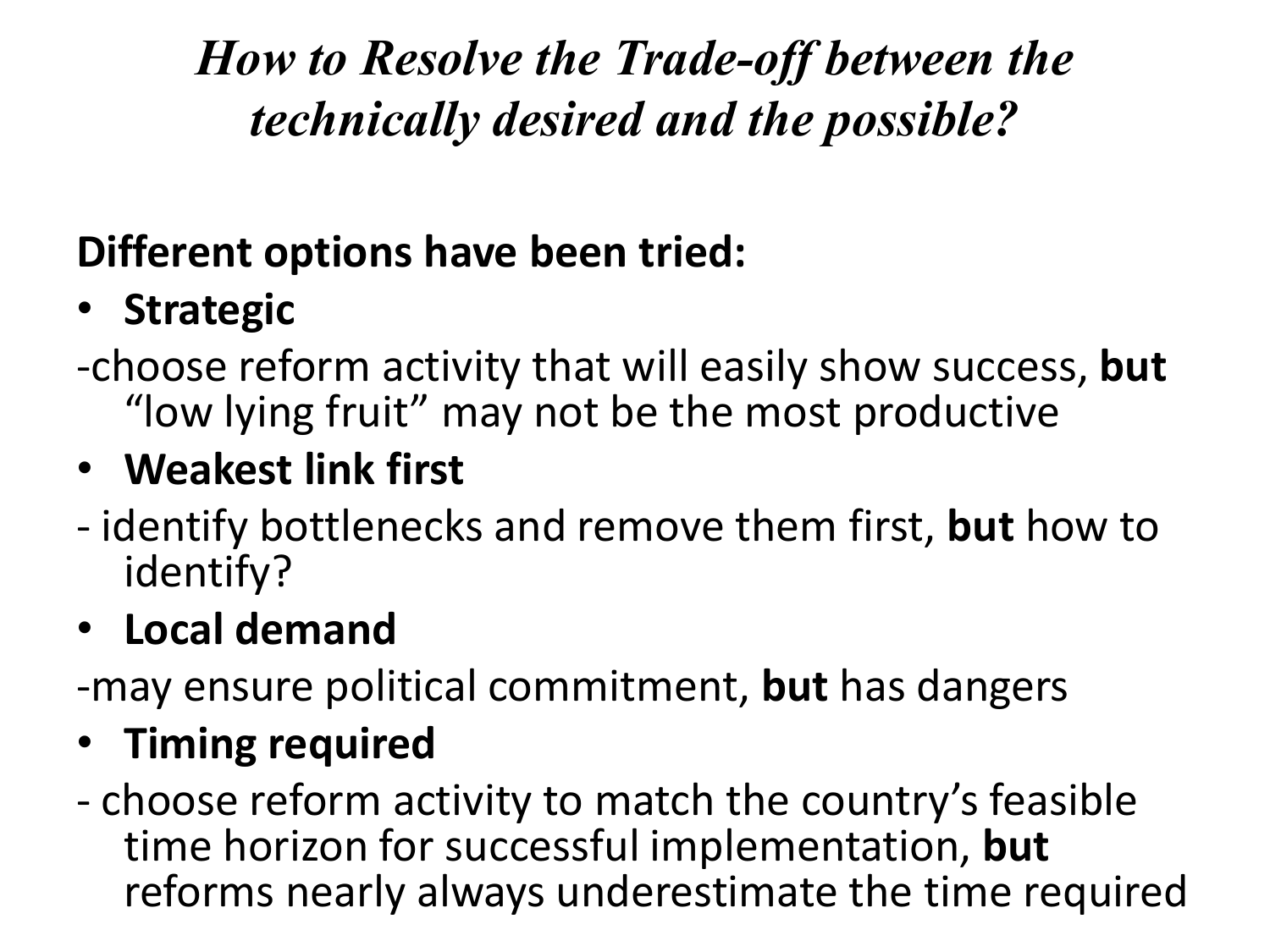# *How to Resolve the Trade-off between the technically desired and the possible?*

**Different options have been tried:**

- **Strategic**

-choose reform activity that will easily show success, **but** "low lying fruit" may not be the most productive

- **Weakest link first**

- identify bottlenecks and remove them first, **but** how to identify?

- **Local demand**

-may ensure political commitment, **but** has dangers

- **Timing required**

- choose reform activity to match the country's feasible time horizon for successful implementation, **but** reforms nearly always underestimate the time required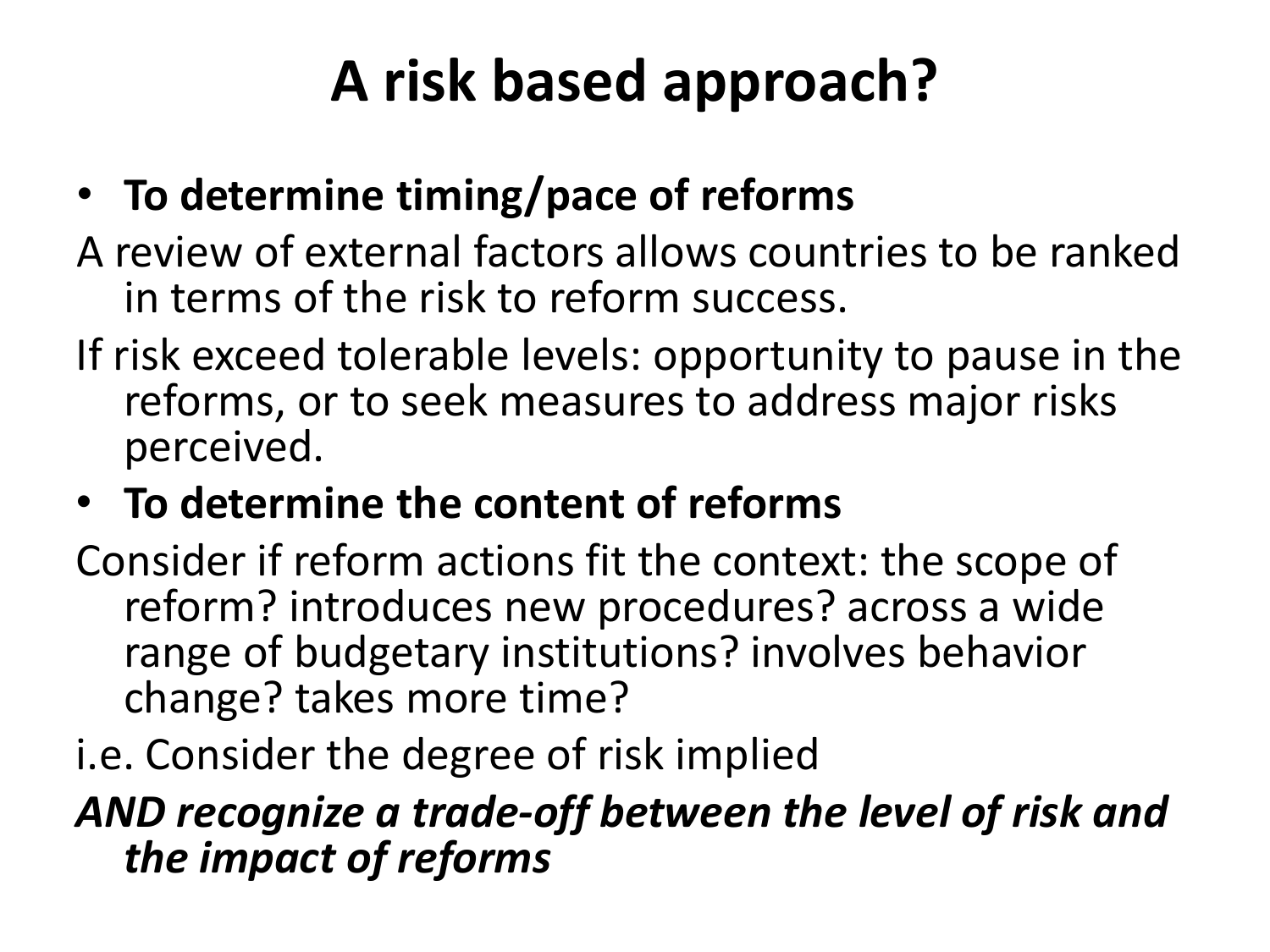# A risk based approach?

- **To determine timing/pace of reforms**

A review of external factors allows countries to be ranked in terms of the risk to reform success.

If risk exceed tolerable levels: opportunity to pause in the reforms, or to seek measures to address major risks perceived.

- **To determine the content of reforms**

Consider if reform actions fit the context: the scope of reform? introduces new procedures? across a wide range of budgetary institutions? involves behavior change? takes more time?

i.e. Consider the degree of risk implied

***AND recognize a trade-off between the level of risk and the impact of reforms***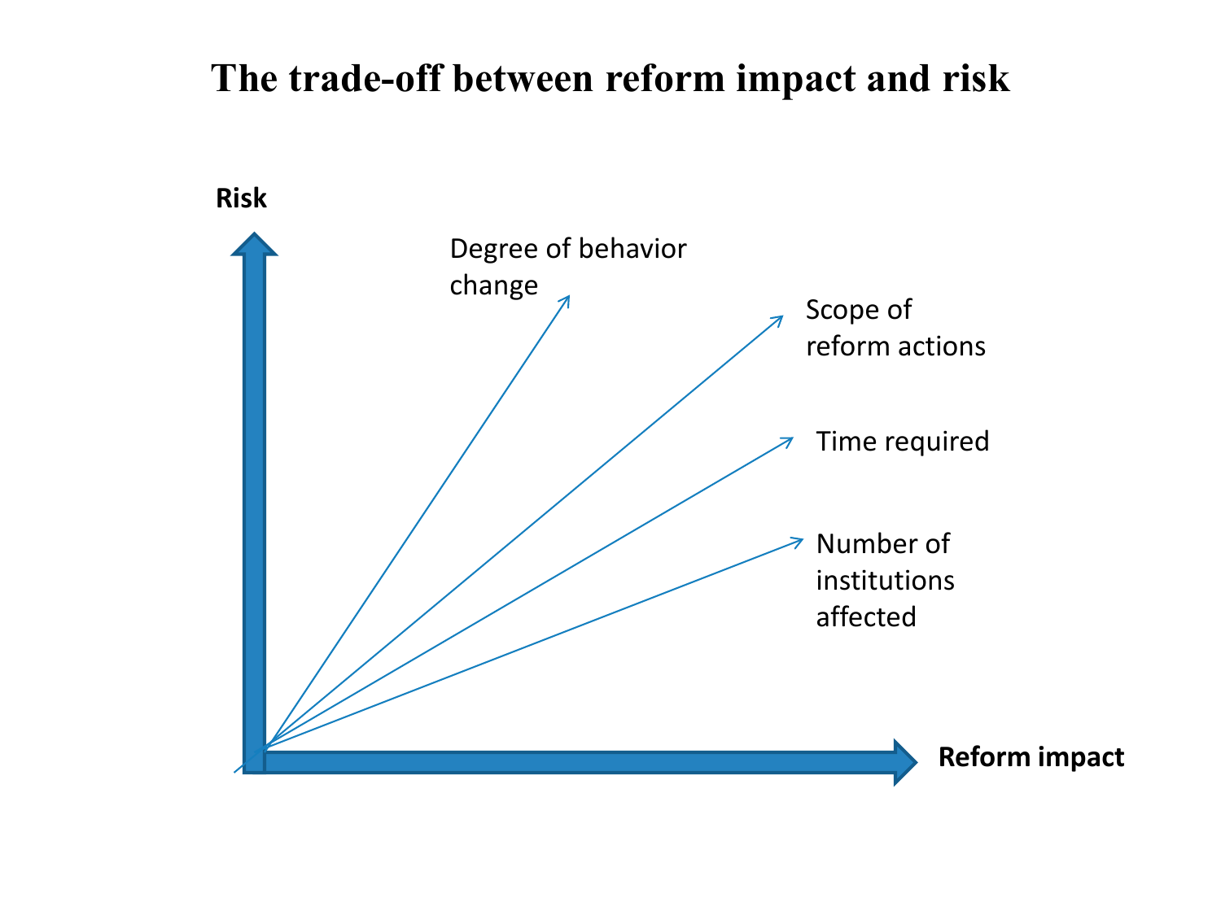# The trade-off between reform impact and risk

Risk

Degree of behavior change

Scope of reform actions

Time required

Number of institutions affected

Reform impact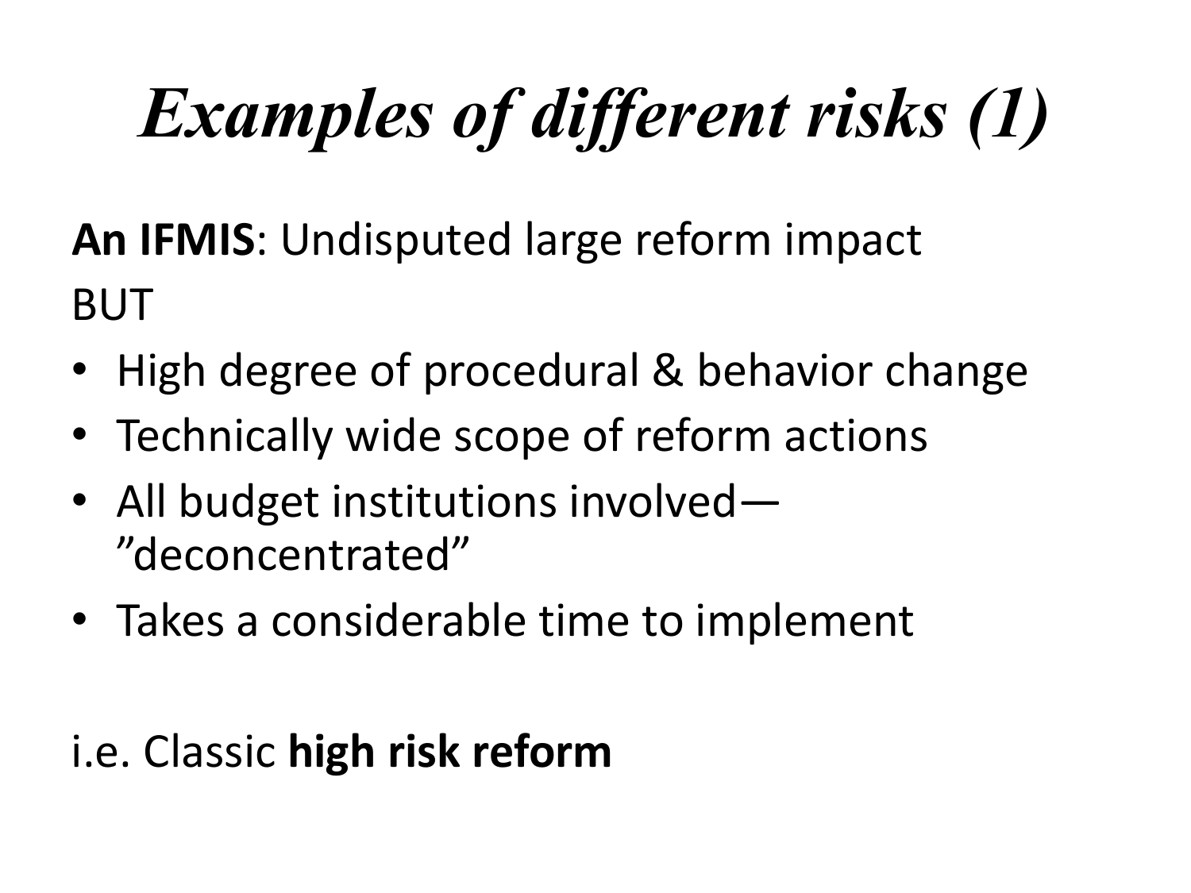# *Examples of different risks (1)*

**An IFMIS**: Undisputed large reform impact
BUT

- High degree of procedural & behavior change
- Technically wide scope of reform actions
- All budget institutions involved—”deconcentrated”
- Takes a considerable time to implement

i.e. Classic **high risk reform**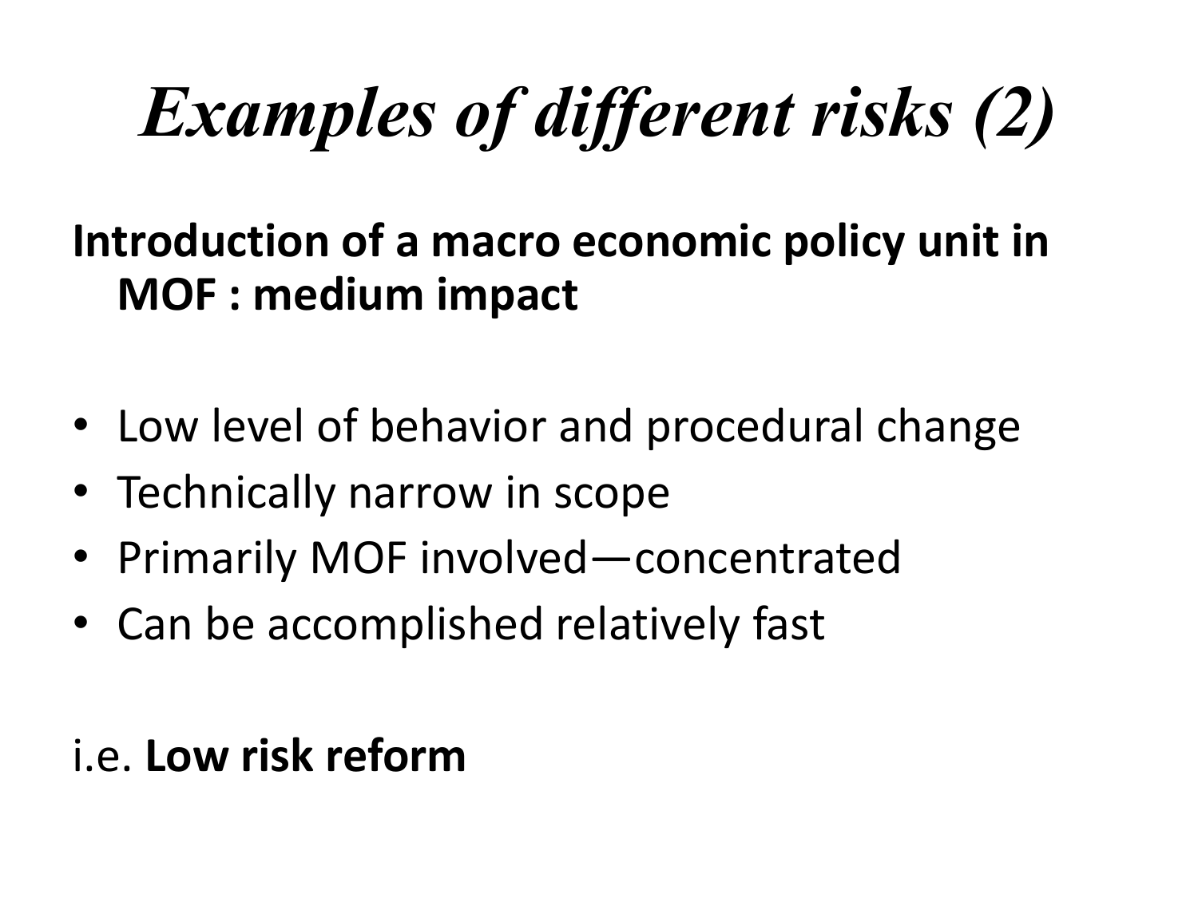# *Examples of different risks (2)*

**Introduction of a macro economic policy unit in MOF : medium impact**

- Low level of behavior and procedural change
- Technically narrow in scope
- Primarily MOF involved—concentrated
- Can be accomplished relatively fast

i.e. **Low risk reform**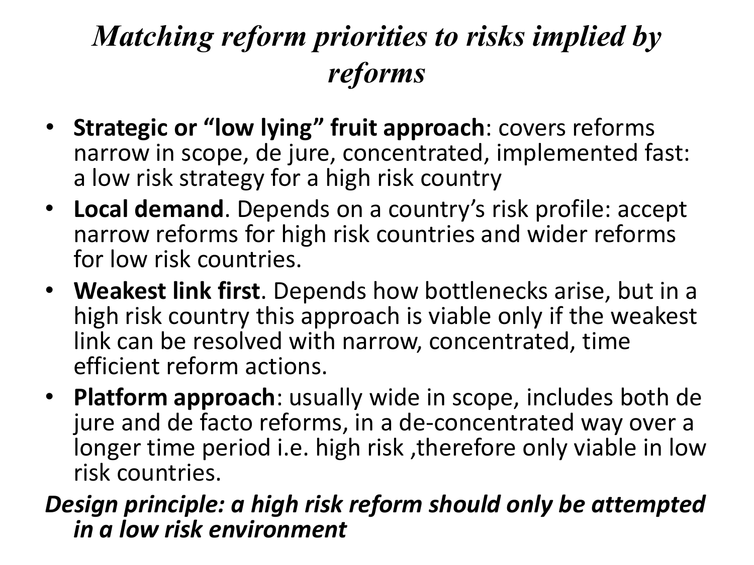# *Matching reform priorities to risks implied by reforms*

- **Strategic or "low lying" fruit approach**: covers reforms narrow in scope, de jure, concentrated, implemented fast: a low risk strategy for a high risk country
- **Local demand**. Depends on a country's risk profile: accept narrow reforms for high risk countries and wider reforms for low risk countries.
- **Weakest link first**. Depends how bottlenecks arise, but in a high risk country this approach is viable only if the weakest link can be resolved with narrow, concentrated, time efficient reform actions.
- **Platform approach**: usually wide in scope, includes both de jure and de facto reforms, in a de-concentrated way over a longer time period i.e. high risk ,therefore only viable in low risk countries.

***Design principle: a high risk reform should only be attempted in a low risk environment***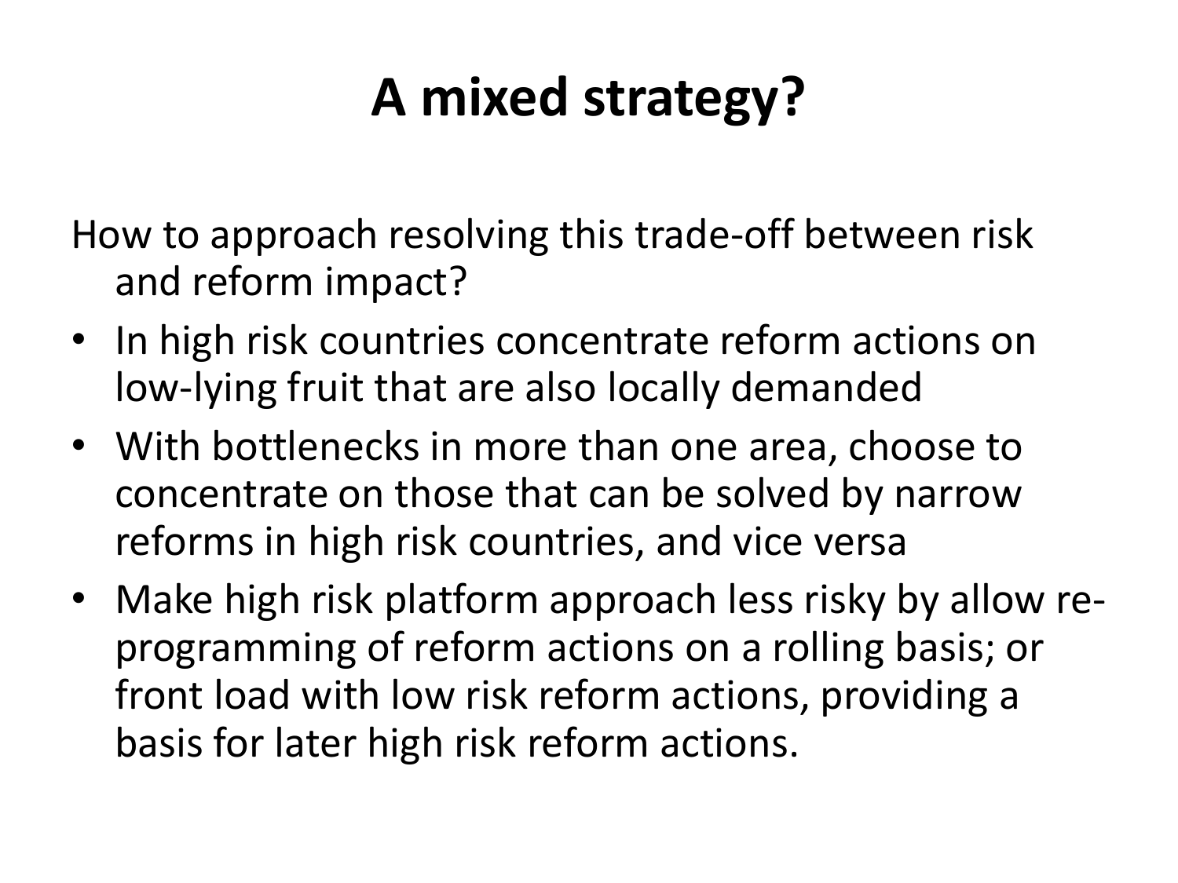# A mixed strategy?

How to approach resolving this trade-off between risk and reform impact?

- In high risk countries concentrate reform actions on low-lying fruit that are also locally demanded
- With bottlenecks in more than one area, choose to concentrate on those that can be solved by narrow reforms in high risk countries, and vice versa
- Make high risk platform approach less risky by allow re-programming of reform actions on a rolling basis; or front load with low risk reform actions, providing a basis for later high risk reform actions.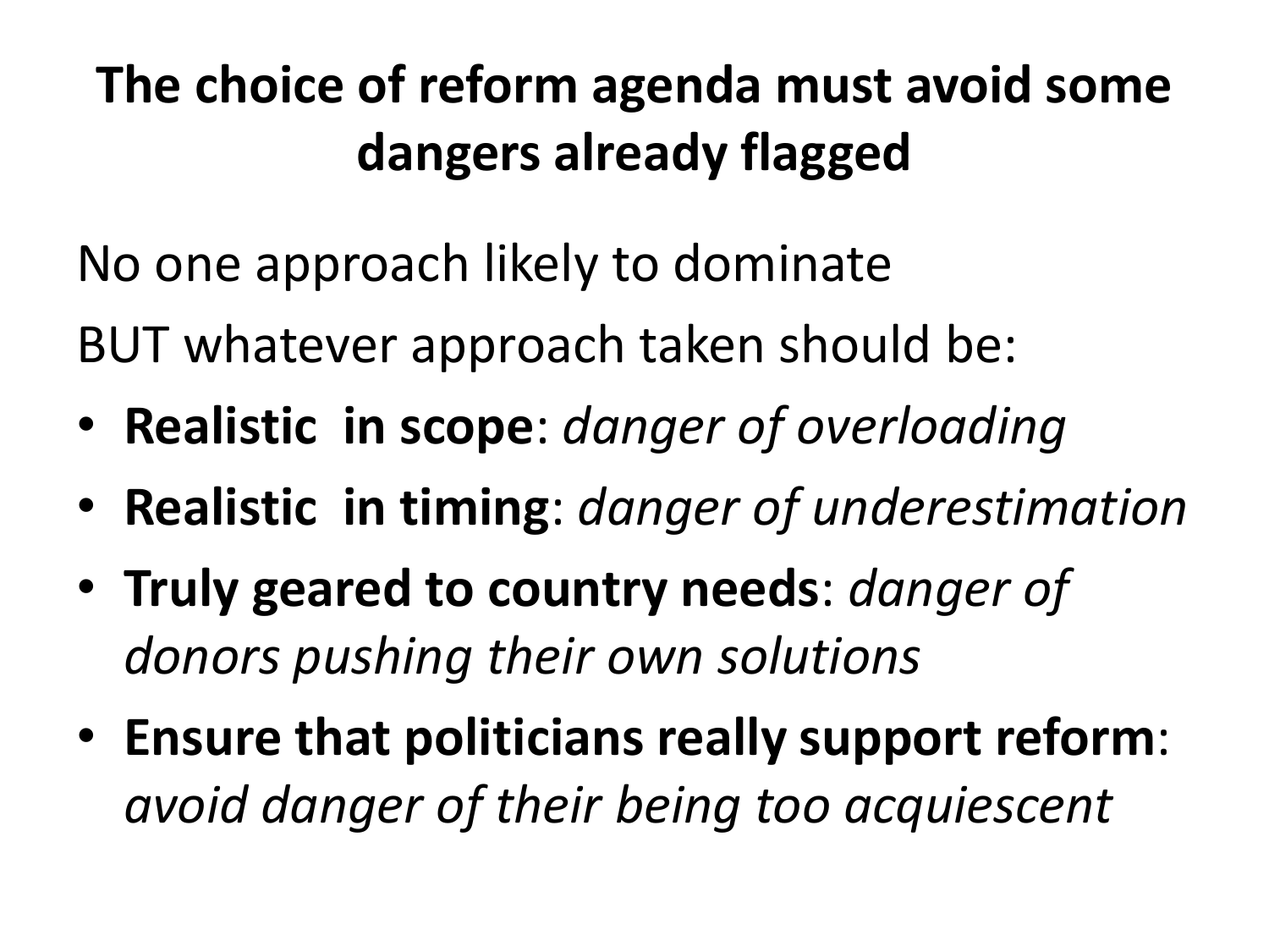# The choice of reform agenda must avoid some dangers already flagged

No one approach likely to dominate

BUT whatever approach taken should be:

- **Realistic in scope**: *danger of overloading*
- **Realistic in timing**: *danger of underestimation*
- **Truly geared to country needs**: *danger of donors pushing their own solutions*
- **Ensure that politicians really support reform**: *avoid danger of their being too acquiescent*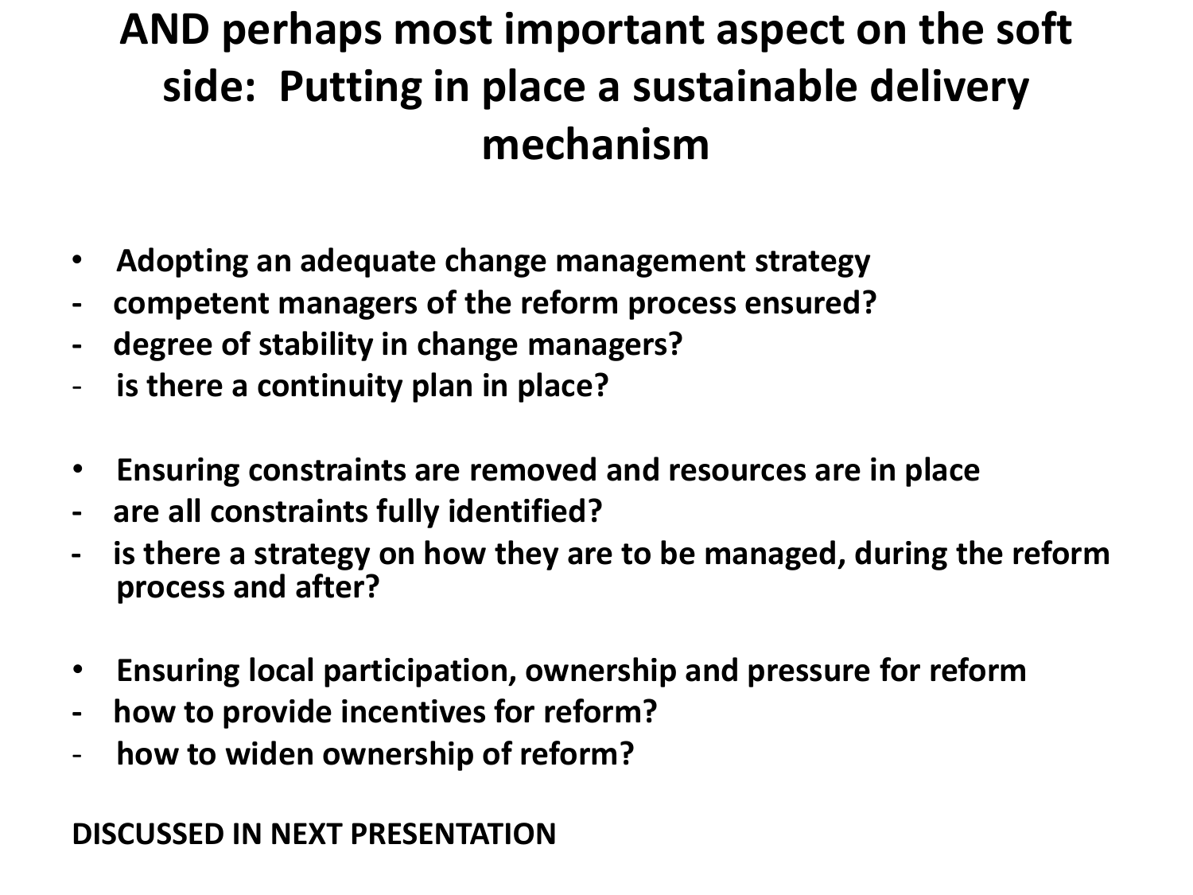# AND perhaps most important aspect on the soft side: Putting in place a sustainable delivery mechanism

- **Adopting an adequate change management strategy**
  - **competent managers of the reform process ensured?**
  - **degree of stability in change managers?**
  - **is there a continuity plan in place?**

- **Ensuring constraints are removed and resources are in place**
  - **are all constraints fully identified?**
  - **is there a strategy on how they are to be managed, during the reform process and after?**

- **Ensuring local participation, ownership and pressure for reform**
  - **how to provide incentives for reform?**
  - **how to widen ownership of reform?**

**DISCUSSED IN NEXT PRESENTATION**